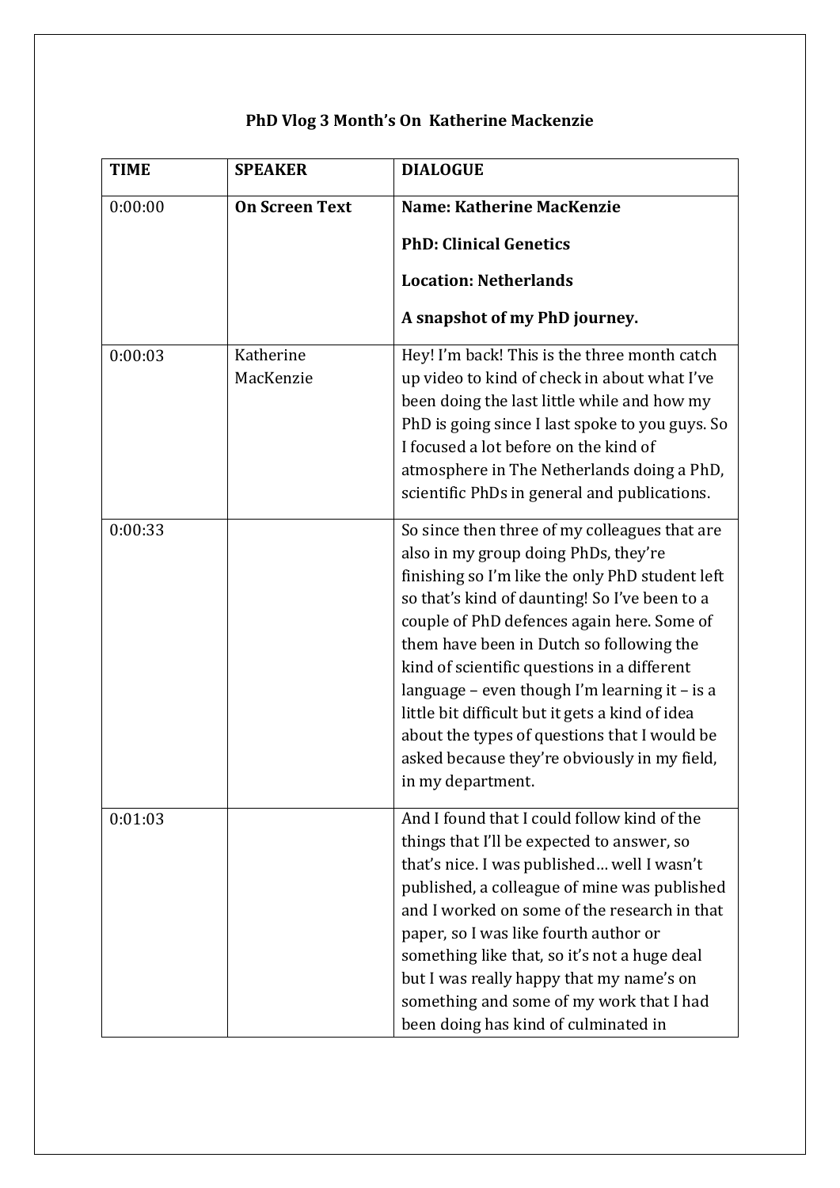# PhD Vlog 3 Month's On Katherine Mackenzie

| TIME | SPEAKER | DIALOGUE |
|---|---|---|
| 0:00:00 | **On Screen Text** | **Name: Katherine MacKenzie** <br> **PhD: Clinical Genetics** <br> **Location: Netherlands** <br> **A snapshot of my PhD journey.** |
| 0:00:03 | Katherine MacKenzie | Hey! I'm back! This is the three month catch up video to kind of check in about what I've been doing the last little while and how my PhD is going since I last spoke to you guys. So I focused a lot before on the kind of atmosphere in The Netherlands doing a PhD, scientific PhDs in general and publications. |
| 0:00:33 | | So since then three of my colleagues that are also in my group doing PhDs, they're finishing so I'm like the only PhD student left so that's kind of daunting! So I've been to a couple of PhD defences again here. Some of them have been in Dutch so following the kind of scientific questions in a different language – even though I'm learning it – is a little bit difficult but it gets a kind of idea about the types of questions that I would be asked because they're obviously in my field, in my department. |
| 0:01:03 | | And I found that I could follow kind of the things that I'll be expected to answer, so that's nice. I was published… well I wasn't published, a colleague of mine was published and I worked on some of the research in that paper, so I was like fourth author or something like that, so it's not a huge deal but I was really happy that my name's on something and some of my work that I had been doing has kind of culminated in |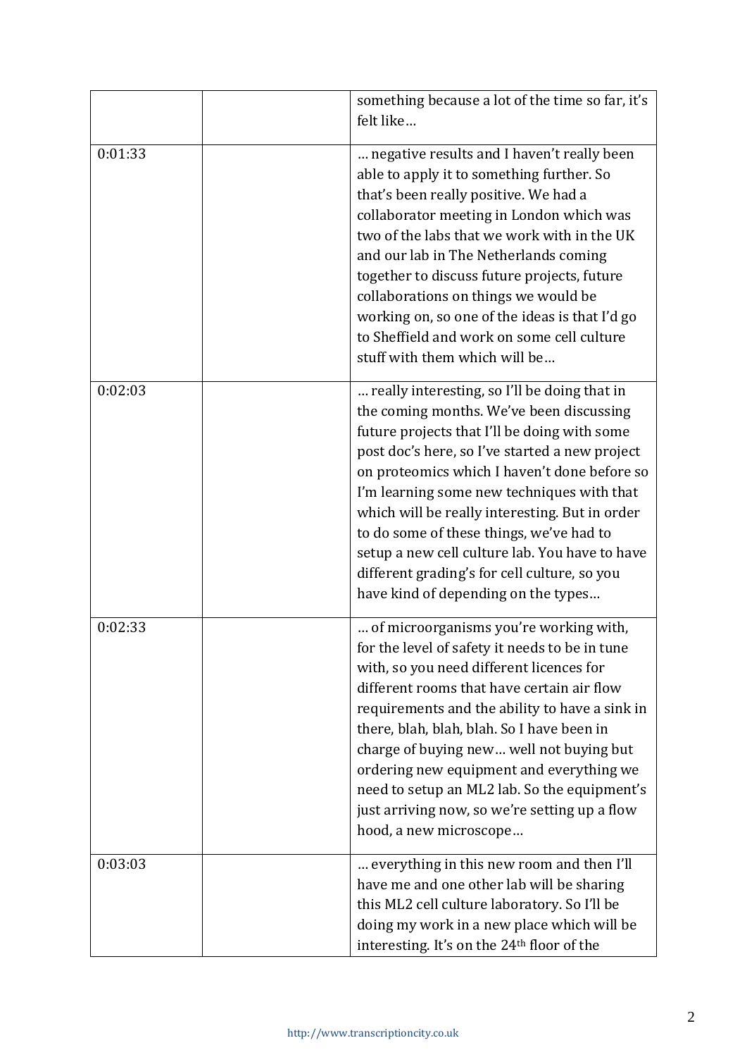| | | |
|---|---|---|
| | | something because a lot of the time so far, it's felt like… |
| 0:01:33 | | … negative results and I haven't really been able to apply it to something further. So that's been really positive. We had a collaborator meeting in London which was two of the labs that we work with in the UK and our lab in The Netherlands coming together to discuss future projects, future collaborations on things we would be working on, so one of the ideas is that I'd go to Sheffield and work on some cell culture stuff with them which will be… |
| 0:02:03 | | … really interesting, so I'll be doing that in the coming months. We've been discussing future projects that I'll be doing with some post doc's here, so I've started a new project on proteomics which I haven't done before so I'm learning some new techniques with that which will be really interesting. But in order to do some of these things, we've had to setup a new cell culture lab. You have to have different grading's for cell culture, so you have kind of depending on the types… |
| 0:02:33 | | … of microorganisms you're working with, for the level of safety it needs to be in tune with, so you need different licences for different rooms that have certain air flow requirements and the ability to have a sink in there, blah, blah, blah. So I have been in charge of buying new… well not buying but ordering new equipment and everything we need to setup an ML2 lab. So the equipment's just arriving now, so we're setting up a flow hood, a new microscope… |
| 0:03:03 | | … everything in this new room and then I'll have me and one other lab will be sharing this ML2 cell culture laboratory. So I'll be doing my work in a new place which will be interesting. It's on the 24th floor of the |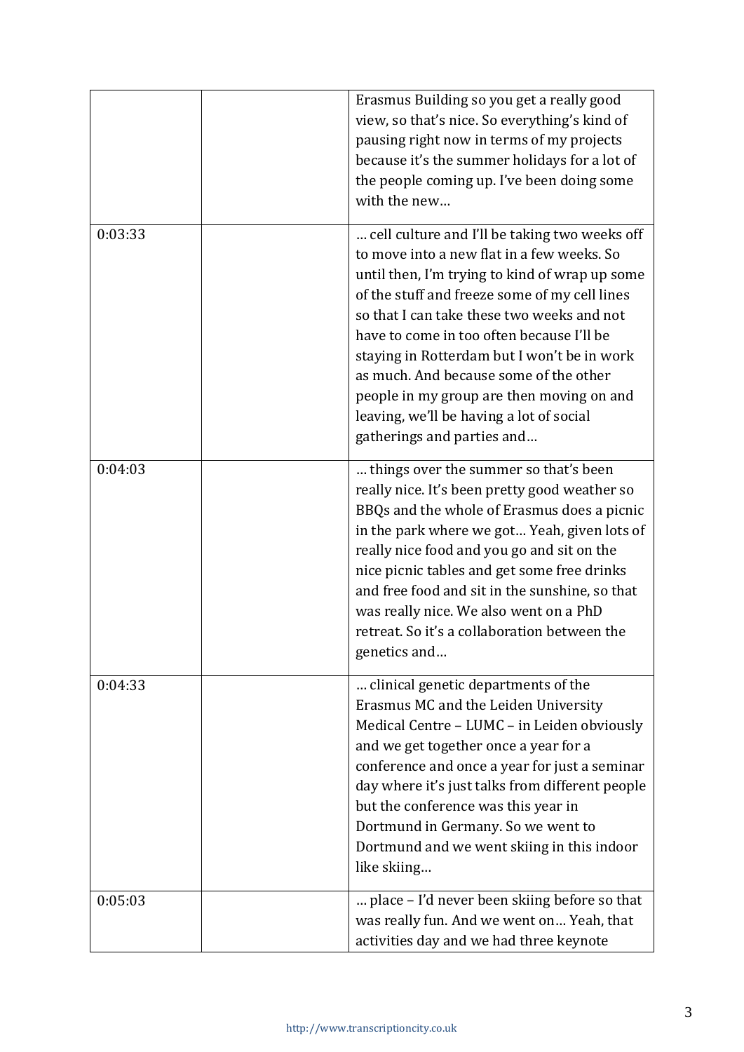|  |  |  |
|---|---|---|
|  |  | Erasmus Building so you get a really good view, so that's nice. So everything's kind of pausing right now in terms of my projects because it's the summer holidays for a lot of the people coming up. I've been doing some with the new… |
| 0:03:33 |  | … cell culture and I'll be taking two weeks off to move into a new flat in a few weeks. So until then, I'm trying to kind of wrap up some of the stuff and freeze some of my cell lines so that I can take these two weeks and not have to come in too often because I'll be staying in Rotterdam but I won't be in work as much. And because some of the other people in my group are then moving on and leaving, we'll be having a lot of social gatherings and parties and… |
| 0:04:03 |  | … things over the summer so that's been really nice. It's been pretty good weather so BBQs and the whole of Erasmus does a picnic in the park where we got… Yeah, given lots of really nice food and you go and sit on the nice picnic tables and get some free drinks and free food and sit in the sunshine, so that was really nice. We also went on a PhD retreat. So it's a collaboration between the genetics and… |
| 0:04:33 |  | … clinical genetic departments of the Erasmus MC and the Leiden University Medical Centre – LUMC – in Leiden obviously and we get together once a year for a conference and once a year for just a seminar day where it's just talks from different people but the conference was this year in Dortmund in Germany. So we went to Dortmund and we went skiing in this indoor like skiing… |
| 0:05:03 |  | … place – I'd never been skiing before so that was really fun. And we went on… Yeah, that activities day and we had three keynote |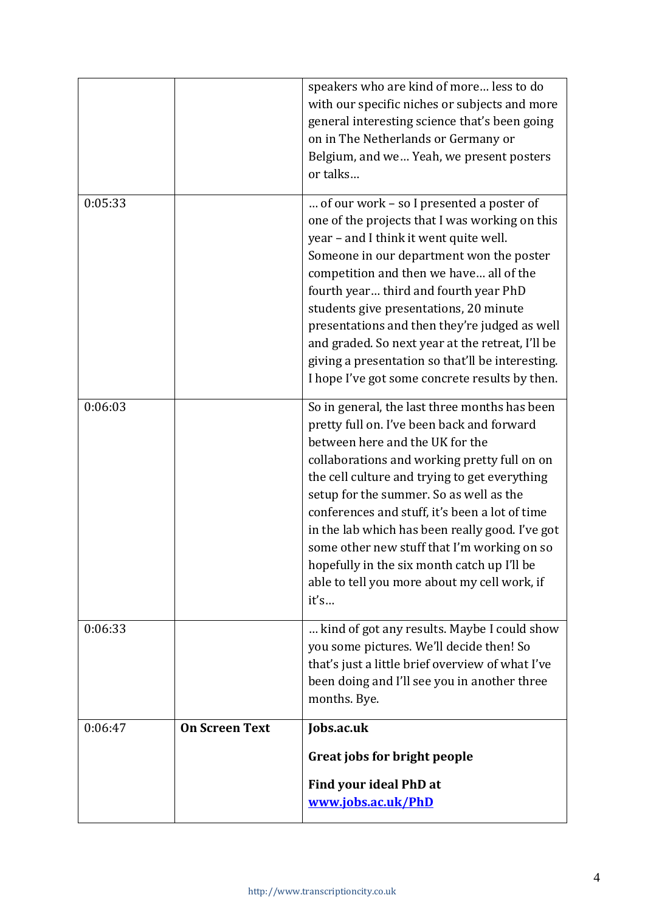| | | |
|---|---|---|
| | | speakers who are kind of more… less to do with our specific niches or subjects and more general interesting science that's been going on in The Netherlands or Germany or Belgium, and we… Yeah, we present posters or talks… |
| 0:05:33 | | … of our work – so I presented a poster of one of the projects that I was working on this year – and I think it went quite well. Someone in our department won the poster competition and then we have… all of the fourth year… third and fourth year PhD students give presentations, 20 minute presentations and then they're judged as well and graded. So next year at the retreat, I'll be giving a presentation so that'll be interesting. I hope I've got some concrete results by then. |
| 0:06:03 | | So in general, the last three months has been pretty full on. I've been back and forward between here and the UK for the collaborations and working pretty full on on the cell culture and trying to get everything setup for the summer. So as well as the conferences and stuff, it's been a lot of time in the lab which has been really good. I've got some other new stuff that I'm working on so hopefully in the six month catch up I'll be able to tell you more about my cell work, if it's… |
| 0:06:33 | | … kind of got any results. Maybe I could show you some pictures. We'll decide then! So that's just a little brief overview of what I've been doing and I'll see you in another three months. Bye. |
| 0:06:47 | **On Screen Text** | **Jobs.ac.uk** **Great jobs for bright people** **Find your ideal PhD at [www.jobs.ac.uk/PhD](http://www.jobs.ac.uk/PhD)** |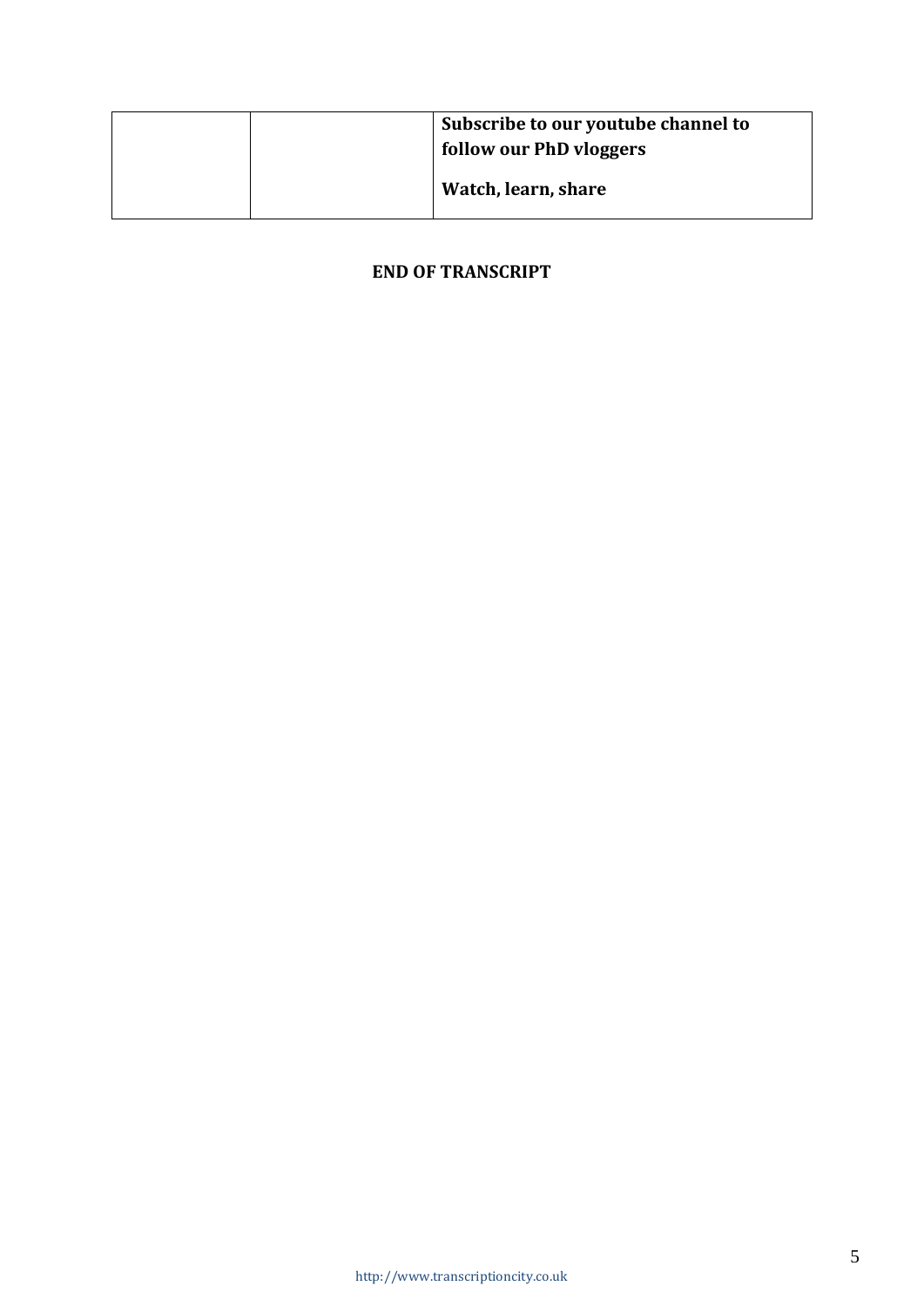| | | |
|---|---|---|
| | | **Subscribe to our youtube channel to follow our PhD vloggers**<br><br>**Watch, learn, share** |

**END OF TRANSCRIPT**

http://www.transcriptioncity.co.uk